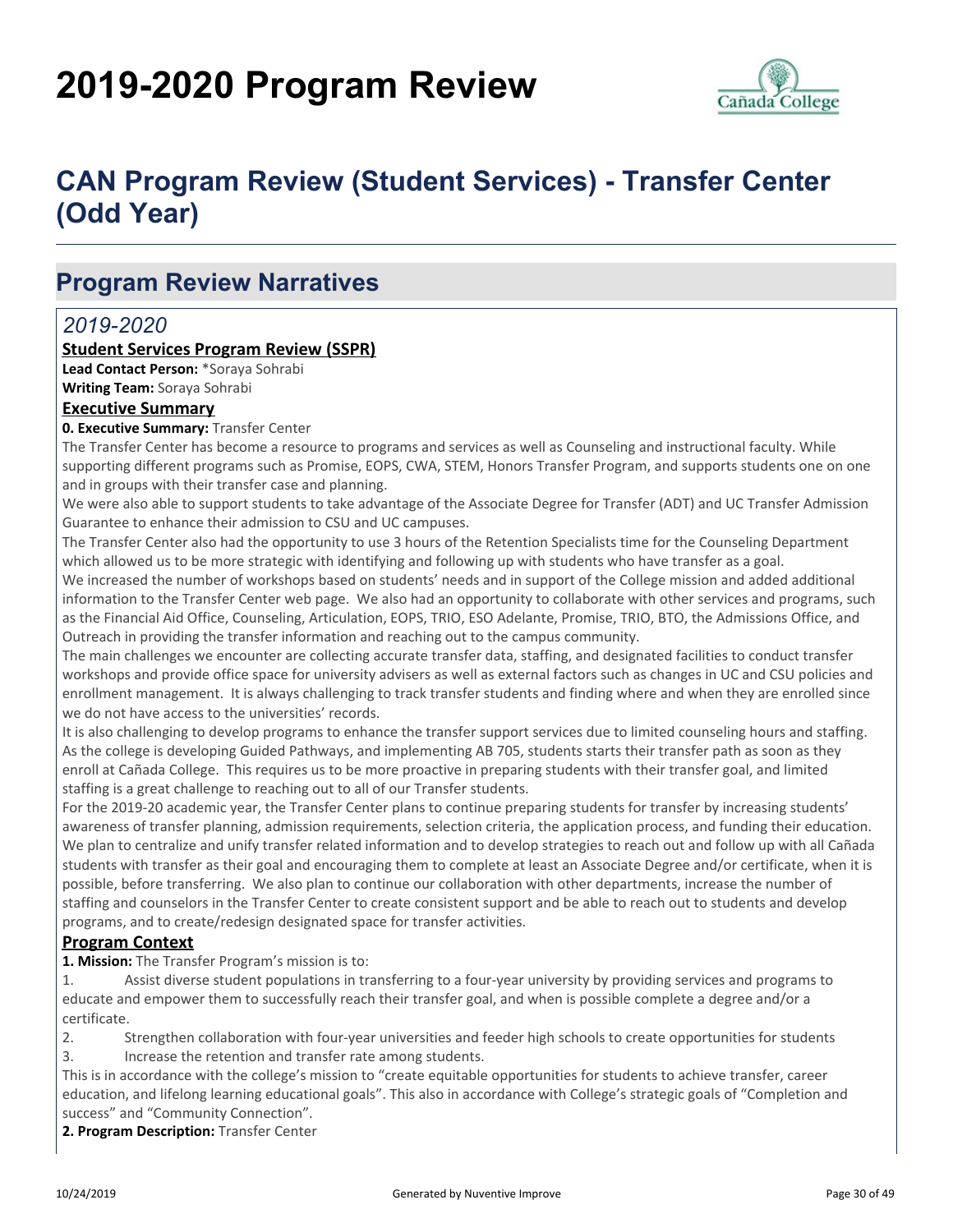# 2019-2020 Program Review

# CAN Program Review (Student Services) - Transfer Center (Odd Year)

## Program Review Narratives

### *2019-2020*

**Student Services Program Review (SSPR)**

**Lead Contact Person:** *Soraya Sohrabi

**Writing Team:** Soraya Sohrabi

**Executive Summary**

**0. Executive Summary:** Transfer Center

The Transfer Center has become a resource to programs and services as well as Counseling and instructional faculty. While supporting different programs such as Promise, EOPS, CWA, STEM, Honors Transfer Program, and supports students one on one and in groups with their transfer case and planning.

We were also able to support students to take advantage of the Associate Degree for Transfer (ADT) and UC Transfer Admission Guarantee to enhance their admission to CSU and UC campuses.

The Transfer Center also had the opportunity to use 3 hours of the Retention Specialists time for the Counseling Department which allowed us to be more strategic with identifying and following up with students who have transfer as a goal.

We increased the number of workshops based on students' needs and in support of the College mission and added additional information to the Transfer Center web page. We also had an opportunity to collaborate with other services and programs, such as the Financial Aid Office, Counseling, Articulation, EOPS, TRIO, ESO Adelante, Promise, TRIO, BTO, the Admissions Office, and Outreach in providing the transfer information and reaching out to the campus community.

The main challenges we encounter are collecting accurate transfer data, staffing, and designated facilities to conduct transfer workshops and provide office space for university advisers as well as external factors such as changes in UC and CSU policies and enrollment management. It is always challenging to track transfer students and finding where and when they are enrolled since we do not have access to the universities' records.

It is also challenging to develop programs to enhance the transfer support services due to limited counseling hours and staffing. As the college is developing Guided Pathways, and implementing AB 705, students starts their transfer path as soon as they enroll at Cañada College. This requires us to be more proactive in preparing students with their transfer goal, and limited staffing is a great challenge to reaching out to all of our Transfer students.

For the 2019-20 academic year, the Transfer Center plans to continue preparing students for transfer by increasing students' awareness of transfer planning, admission requirements, selection criteria, the application process, and funding their education. We plan to centralize and unify transfer related information and to develop strategies to reach out and follow up with all Cañada students with transfer as their goal and encouraging them to complete at least an Associate Degree and/or certificate, when it is possible, before transferring. We also plan to continue our collaboration with other departments, increase the number of staffing and counselors in the Transfer Center to create consistent support and be able to reach out to students and develop programs, and to create/redesign designated space for transfer activities.

**Program Context**

**1. Mission:** The Transfer Program's mission is to:

1. Assist diverse student populations in transferring to a four-year university by providing services and programs to educate and empower them to successfully reach their transfer goal, and when is possible complete a degree and/or a certificate.
2. Strengthen collaboration with four-year universities and feeder high schools to create opportunities for students
3. Increase the retention and transfer rate among students.

This is in accordance with the college's mission to "create equitable opportunities for students to achieve transfer, career education, and lifelong learning educational goals". This also in accordance with College's strategic goals of "Completion and success" and "Community Connection".

**2. Program Description:** Transfer Center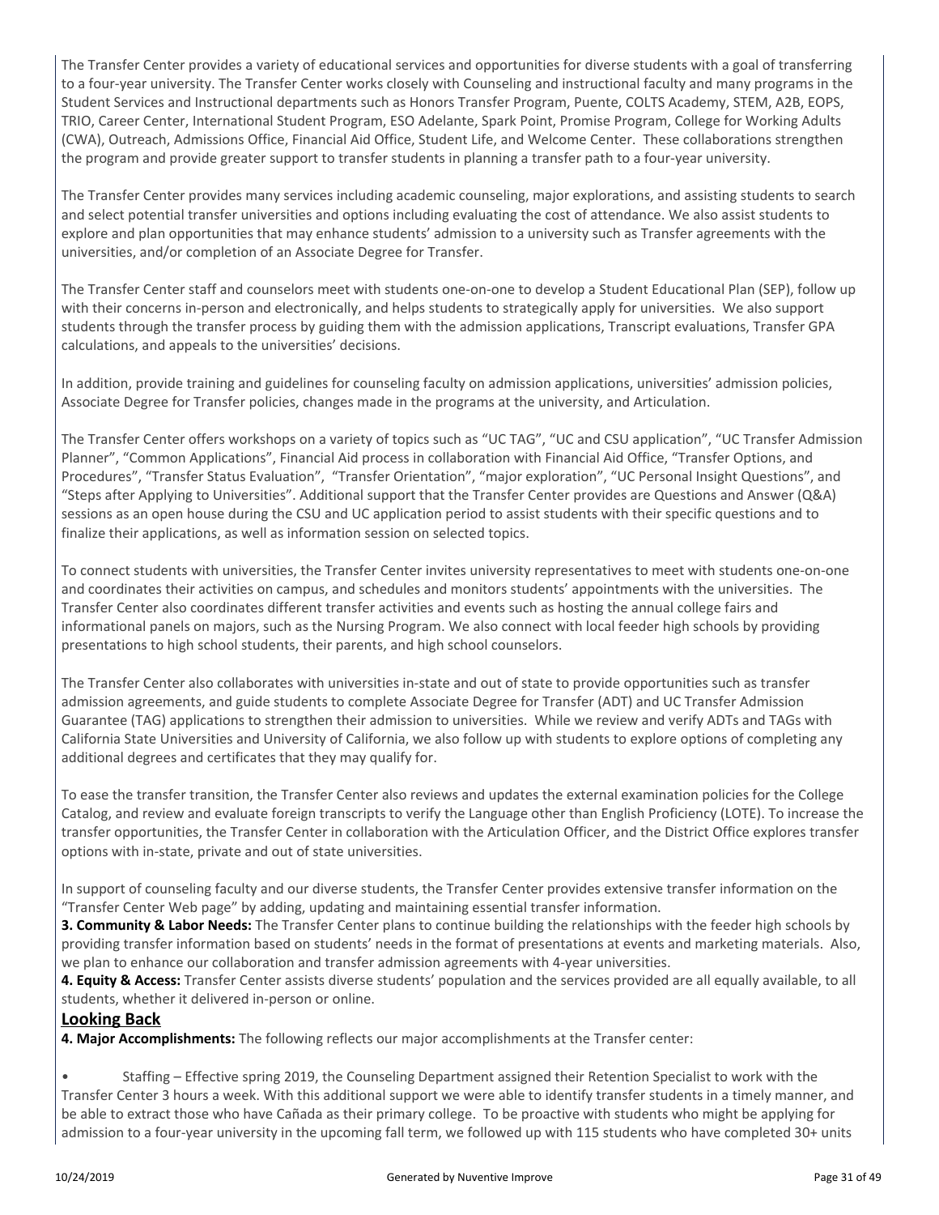The Transfer Center provides a variety of educational services and opportunities for diverse students with a goal of transferring to a four-year university. The Transfer Center works closely with Counseling and instructional faculty and many programs in the Student Services and Instructional departments such as Honors Transfer Program, Puente, COLTS Academy, STEM, A2B, EOPS, TRIO, Career Center, International Student Program, ESO Adelante, Spark Point, Promise Program, College for Working Adults (CWA), Outreach, Admissions Office, Financial Aid Office, Student Life, and Welcome Center. These collaborations strengthen the program and provide greater support to transfer students in planning a transfer path to a four-year university.

The Transfer Center provides many services including academic counseling, major explorations, and assisting students to search and select potential transfer universities and options including evaluating the cost of attendance. We also assist students to explore and plan opportunities that may enhance students' admission to a university such as Transfer agreements with the universities, and/or completion of an Associate Degree for Transfer.

The Transfer Center staff and counselors meet with students one-on-one to develop a Student Educational Plan (SEP), follow up with their concerns in-person and electronically, and helps students to strategically apply for universities. We also support students through the transfer process by guiding them with the admission applications, Transcript evaluations, Transfer GPA calculations, and appeals to the universities' decisions.

In addition, provide training and guidelines for counseling faculty on admission applications, universities' admission policies, Associate Degree for Transfer policies, changes made in the programs at the university, and Articulation.

The Transfer Center offers workshops on a variety of topics such as "UC TAG", "UC and CSU application", "UC Transfer Admission Planner", "Common Applications", Financial Aid process in collaboration with Financial Aid Office, "Transfer Options, and Procedures", "Transfer Status Evaluation", "Transfer Orientation", "major exploration", "UC Personal Insight Questions", and "Steps after Applying to Universities". Additional support that the Transfer Center provides are Questions and Answer (Q&A) sessions as an open house during the CSU and UC application period to assist students with their specific questions and to finalize their applications, as well as information session on selected topics.

To connect students with universities, the Transfer Center invites university representatives to meet with students one-on-one and coordinates their activities on campus, and schedules and monitors students' appointments with the universities. The Transfer Center also coordinates different transfer activities and events such as hosting the annual college fairs and informational panels on majors, such as the Nursing Program. We also connect with local feeder high schools by providing presentations to high school students, their parents, and high school counselors.

The Transfer Center also collaborates with universities in-state and out of state to provide opportunities such as transfer admission agreements, and guide students to complete Associate Degree for Transfer (ADT) and UC Transfer Admission Guarantee (TAG) applications to strengthen their admission to universities. While we review and verify ADTs and TAGs with California State Universities and University of California, we also follow up with students to explore options of completing any additional degrees and certificates that they may qualify for.

To ease the transfer transition, the Transfer Center also reviews and updates the external examination policies for the College Catalog, and review and evaluate foreign transcripts to verify the Language other than English Proficiency (LOTE). To increase the transfer opportunities, the Transfer Center in collaboration with the Articulation Officer, and the District Office explores transfer options with in-state, private and out of state universities.

In support of counseling faculty and our diverse students, the Transfer Center provides extensive transfer information on the "Transfer Center Web page" by adding, updating and maintaining essential transfer information.

**3. Community & Labor Needs:** The Transfer Center plans to continue building the relationships with the feeder high schools by providing transfer information based on students' needs in the format of presentations at events and marketing materials. Also, we plan to enhance our collaboration and transfer admission agreements with 4-year universities.

**4. Equity & Access:** Transfer Center assists diverse students' population and the services provided are all equally available, to all students, whether it delivered in-person or online.

## Looking Back

**4. Major Accomplishments:** The following reflects our major accomplishments at the Transfer center:

- Staffing – Effective spring 2019, the Counseling Department assigned their Retention Specialist to work with the Transfer Center 3 hours a week. With this additional support we were able to identify transfer students in a timely manner, and be able to extract those who have Cañada as their primary college. To be proactive with students who might be applying for admission to a four-year university in the upcoming fall term, we followed up with 115 students who have completed 30+ units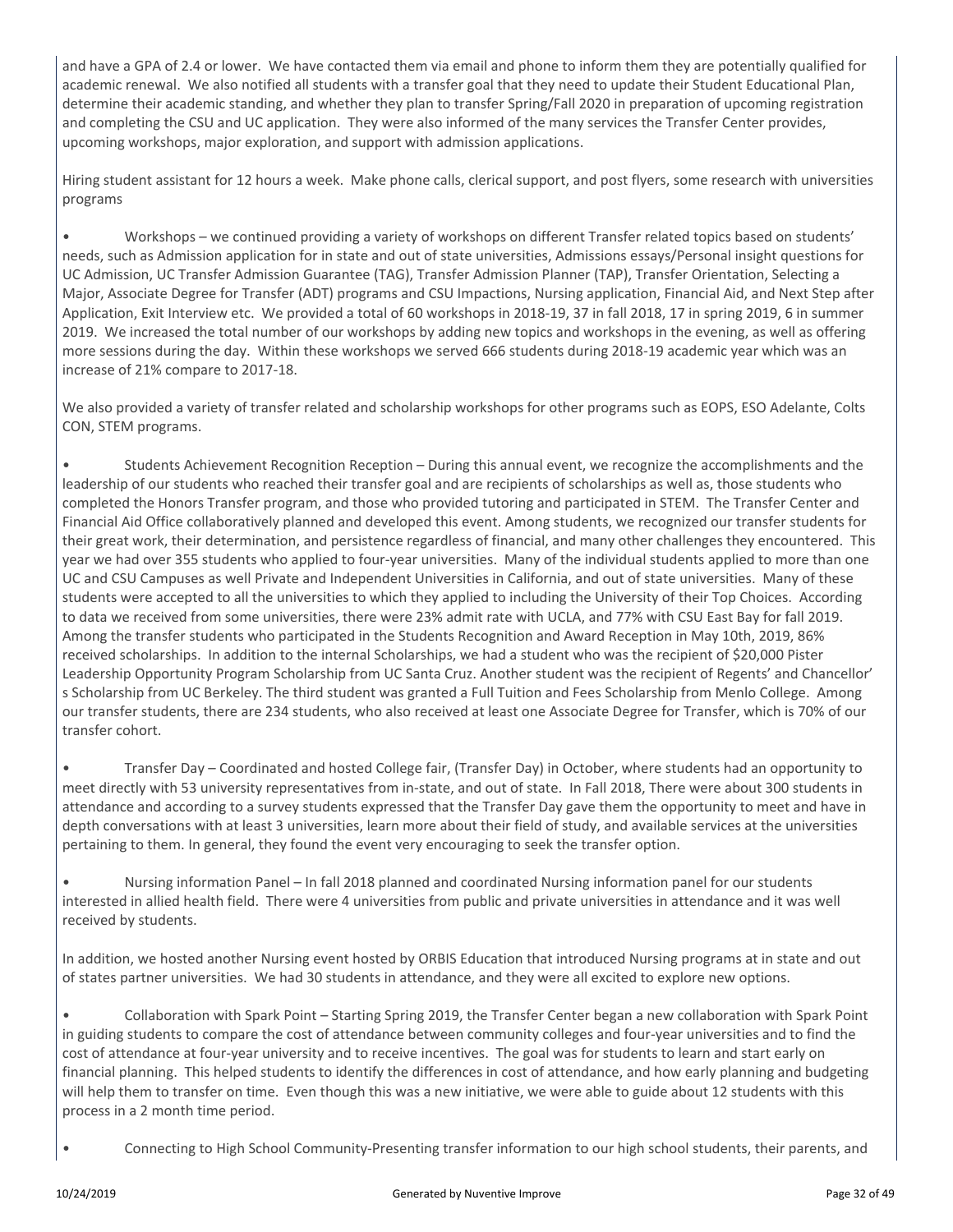and have a GPA of 2.4 or lower. We have contacted them via email and phone to inform them they are potentially qualified for academic renewal. We also notified all students with a transfer goal that they need to update their Student Educational Plan, determine their academic standing, and whether they plan to transfer Spring/Fall 2020 in preparation of upcoming registration and completing the CSU and UC application. They were also informed of the many services the Transfer Center provides, upcoming workshops, major exploration, and support with admission applications.

Hiring student assistant for 12 hours a week. Make phone calls, clerical support, and post flyers, some research with universities programs

- Workshops – we continued providing a variety of workshops on different Transfer related topics based on students' needs, such as Admission application for in state and out of state universities, Admissions essays/Personal insight questions for UC Admission, UC Transfer Admission Guarantee (TAG), Transfer Admission Planner (TAP), Transfer Orientation, Selecting a Major, Associate Degree for Transfer (ADT) programs and CSU Impactions, Nursing application, Financial Aid, and Next Step after Application, Exit Interview etc. We provided a total of 60 workshops in 2018-19, 37 in fall 2018, 17 in spring 2019, 6 in summer 2019. We increased the total number of our workshops by adding new topics and workshops in the evening, as well as offering more sessions during the day. Within these workshops we served 666 students during 2018-19 academic year which was an increase of 21% compare to 2017-18.

We also provided a variety of transfer related and scholarship workshops for other programs such as EOPS, ESO Adelante, Colts CON, STEM programs.

- Students Achievement Recognition Reception – During this annual event, we recognize the accomplishments and the leadership of our students who reached their transfer goal and are recipients of scholarships as well as, those students who completed the Honors Transfer program, and those who provided tutoring and participated in STEM. The Transfer Center and Financial Aid Office collaboratively planned and developed this event. Among students, we recognized our transfer students for their great work, their determination, and persistence regardless of financial, and many other challenges they encountered. This year we had over 355 students who applied to four-year universities. Many of the individual students applied to more than one UC and CSU Campuses as well Private and Independent Universities in California, and out of state universities. Many of these students were accepted to all the universities to which they applied to including the University of their Top Choices. According to data we received from some universities, there were 23% admit rate with UCLA, and 77% with CSU East Bay for fall 2019. Among the transfer students who participated in the Students Recognition and Award Reception in May 10th, 2019, 86% received scholarships. In addition to the internal Scholarships, we had a student who was the recipient of $20,000 Pister Leadership Opportunity Program Scholarship from UC Santa Cruz. Another student was the recipient of Regents' and Chancellor's Scholarship from UC Berkeley. The third student was granted a Full Tuition and Fees Scholarship from Menlo College. Among our transfer students, there are 234 students, who also received at least one Associate Degree for Transfer, which is 70% of our transfer cohort.

- Transfer Day – Coordinated and hosted College fair, (Transfer Day) in October, where students had an opportunity to meet directly with 53 university representatives from in-state, and out of state. In Fall 2018, There were about 300 students in attendance and according to a survey students expressed that the Transfer Day gave them the opportunity to meet and have in depth conversations with at least 3 universities, learn more about their field of study, and available services at the universities pertaining to them. In general, they found the event very encouraging to seek the transfer option.

- Nursing information Panel – In fall 2018 planned and coordinated Nursing information panel for our students interested in allied health field. There were 4 universities from public and private universities in attendance and it was well received by students.

In addition, we hosted another Nursing event hosted by ORBIS Education that introduced Nursing programs at in state and out of states partner universities. We had 30 students in attendance, and they were all excited to explore new options.

- Collaboration with Spark Point – Starting Spring 2019, the Transfer Center began a new collaboration with Spark Point in guiding students to compare the cost of attendance between community colleges and four-year universities and to find the cost of attendance at four-year university and to receive incentives. The goal was for students to learn and start early on financial planning. This helped students to identify the differences in cost of attendance, and how early planning and budgeting will help them to transfer on time. Even though this was a new initiative, we were able to guide about 12 students with this process in a 2 month time period.

- Connecting to High School Community-Presenting transfer information to our high school students, their parents, and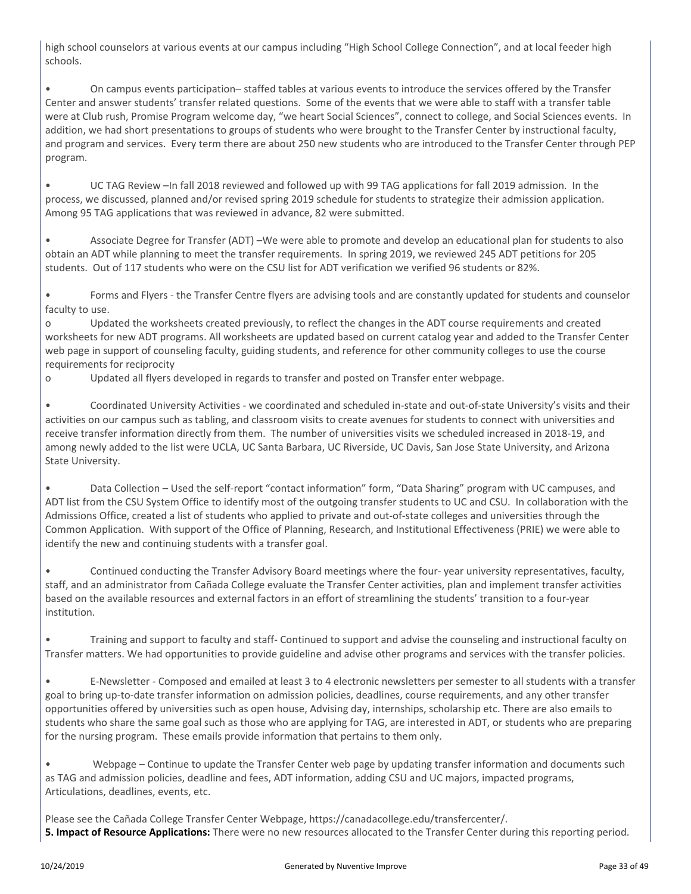high school counselors at various events at our campus including “High School College Connection”, and at local feeder high schools.

- On campus events participation– staffed tables at various events to introduce the services offered by the Transfer Center and answer students’ transfer related questions. Some of the events that we were able to staff with a transfer table were at Club rush, Promise Program welcome day, “we heart Social Sciences”, connect to college, and Social Sciences events. In addition, we had short presentations to groups of students who were brought to the Transfer Center by instructional faculty, and program and services. Every term there are about 250 new students who are introduced to the Transfer Center through PEP program.

- UC TAG Review –In fall 2018 reviewed and followed up with 99 TAG applications for fall 2019 admission. In the process, we discussed, planned and/or revised spring 2019 schedule for students to strategize their admission application. Among 95 TAG applications that was reviewed in advance, 82 were submitted.

- Associate Degree for Transfer (ADT) –We were able to promote and develop an educational plan for students to also obtain an ADT while planning to meet the transfer requirements. In spring 2019, we reviewed 245 ADT petitions for 205 students. Out of 117 students who were on the CSU list for ADT verification we verified 96 students or 82%.

- Forms and Flyers - the Transfer Centre flyers are advising tools and are constantly updated for students and counselor faculty to use.
  - Updated the worksheets created previously, to reflect the changes in the ADT course requirements and created worksheets for new ADT programs. All worksheets are updated based on current catalog year and added to the Transfer Center web page in support of counseling faculty, guiding students, and reference for other community colleges to use the course requirements for reciprocity
  - Updated all flyers developed in regards to transfer and posted on Transfer enter webpage.

- Coordinated University Activities - we coordinated and scheduled in-state and out-of-state University’s visits and their activities on our campus such as tabling, and classroom visits to create avenues for students to connect with universities and receive transfer information directly from them. The number of universities visits we scheduled increased in 2018-19, and among newly added to the list were UCLA, UC Santa Barbara, UC Riverside, UC Davis, San Jose State University, and Arizona State University.

- Data Collection – Used the self-report “contact information” form, “Data Sharing” program with UC campuses, and ADT list from the CSU System Office to identify most of the outgoing transfer students to UC and CSU. In collaboration with the Admissions Office, created a list of students who applied to private and out-of-state colleges and universities through the Common Application. With support of the Office of Planning, Research, and Institutional Effectiveness (PRIE) we were able to identify the new and continuing students with a transfer goal.

- Continued conducting the Transfer Advisory Board meetings where the four- year university representatives, faculty, staff, and an administrator from Cañada College evaluate the Transfer Center activities, plan and implement transfer activities based on the available resources and external factors in an effort of streamlining the students’ transition to a four-year institution.

- Training and support to faculty and staff- Continued to support and advise the counseling and instructional faculty on Transfer matters. We had opportunities to provide guideline and advise other programs and services with the transfer policies.

- E-Newsletter - Composed and emailed at least 3 to 4 electronic newsletters per semester to all students with a transfer goal to bring up-to-date transfer information on admission policies, deadlines, course requirements, and any other transfer opportunities offered by universities such as open house, Advising day, internships, scholarship etc. There are also emails to students who share the same goal such as those who are applying for TAG, are interested in ADT, or students who are preparing for the nursing program. These emails provide information that pertains to them only.

- Webpage – Continue to update the Transfer Center web page by updating transfer information and documents such as TAG and admission policies, deadline and fees, ADT information, adding CSU and UC majors, impacted programs, Articulations, deadlines, events, etc.

Please see the Cañada College Transfer Center Webpage, https://canadacollege.edu/transfercenter/.

**5. Impact of Resource Applications:** There were no new resources allocated to the Transfer Center during this reporting period.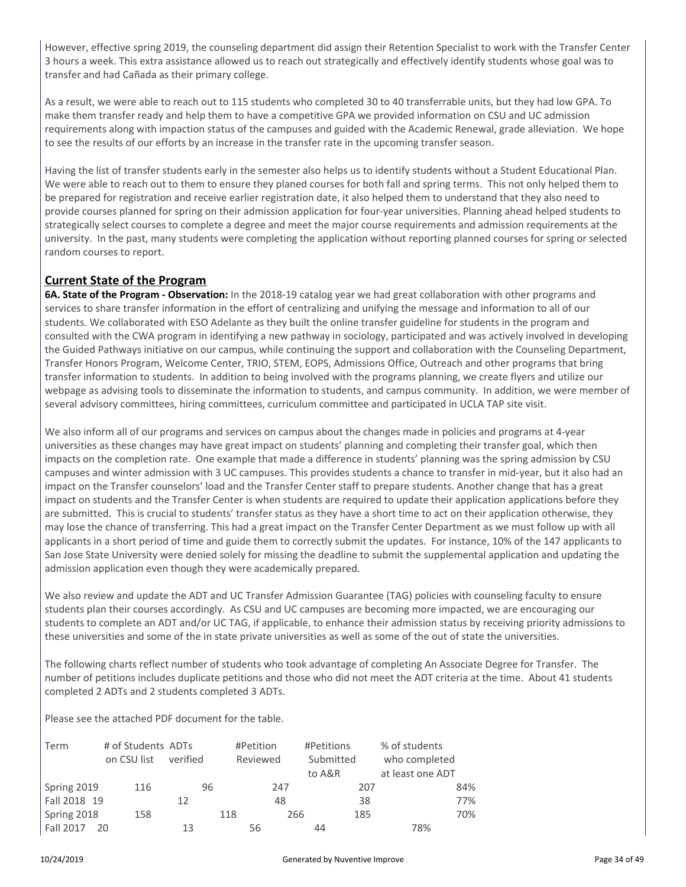However, effective spring 2019, the counseling department did assign their Retention Specialist to work with the Transfer Center 3 hours a week. This extra assistance allowed us to reach out strategically and effectively identify students whose goal was to transfer and had Cañada as their primary college.

As a result, we were able to reach out to 115 students who completed 30 to 40 transferrable units, but they had low GPA. To make them transfer ready and help them to have a competitive GPA we provided information on CSU and UC admission requirements along with impaction status of the campuses and guided with the Academic Renewal, grade alleviation. We hope to see the results of our efforts by an increase in the transfer rate in the upcoming transfer season.

Having the list of transfer students early in the semester also helps us to identify students without a Student Educational Plan. We were able to reach out to them to ensure they planed courses for both fall and spring terms. This not only helped them to be prepared for registration and receive earlier registration date, it also helped them to understand that they also need to provide courses planned for spring on their admission application for four-year universities. Planning ahead helped students to strategically select courses to complete a degree and meet the major course requirements and admission requirements at the university. In the past, many students were completing the application without reporting planned courses for spring or selected random courses to report.

## Current State of the Program

**6A. State of the Program - Observation:** In the 2018-19 catalog year we had great collaboration with other programs and services to share transfer information in the effort of centralizing and unifying the message and information to all of our students. We collaborated with ESO Adelante as they built the online transfer guideline for students in the program and consulted with the CWA program in identifying a new pathway in sociology, participated and was actively involved in developing the Guided Pathways initiative on our campus, while continuing the support and collaboration with the Counseling Department, Transfer Honors Program, Welcome Center, TRIO, STEM, EOPS, Admissions Office, Outreach and other programs that bring transfer information to students. In addition to being involved with the programs planning, we create flyers and utilize our webpage as advising tools to disseminate the information to students, and campus community. In addition, we were member of several advisory committees, hiring committees, curriculum committee and participated in UCLA TAP site visit.

We also inform all of our programs and services on campus about the changes made in policies and programs at 4-year universities as these changes may have great impact on students' planning and completing their transfer goal, which then impacts on the completion rate. One example that made a difference in students' planning was the spring admission by CSU campuses and winter admission with 3 UC campuses. This provides students a chance to transfer in mid-year, but it also had an impact on the Transfer counselors' load and the Transfer Center staff to prepare students. Another change that has a great impact on students and the Transfer Center is when students are required to update their application applications before they are submitted. This is crucial to students' transfer status as they have a short time to act on their application otherwise, they may lose the chance of transferring. This had a great impact on the Transfer Center Department as we must follow up with all applicants in a short period of time and guide them to correctly submit the updates. For instance, 10% of the 147 applicants to San Jose State University were denied solely for missing the deadline to submit the supplemental application and updating the admission application even though they were academically prepared.

We also review and update the ADT and UC Transfer Admission Guarantee (TAG) policies with counseling faculty to ensure students plan their courses accordingly. As CSU and UC campuses are becoming more impacted, we are encouraging our students to complete an ADT and/or UC TAG, if applicable, to enhance their admission status by receiving priority admissions to these universities and some of the in state private universities as well as some of the out of state the universities.

The following charts reflect number of students who took advantage of completing An Associate Degree for Transfer. The number of petitions includes duplicate petitions and those who did not meet the ADT criteria at the time. About 41 students completed 2 ADTs and 2 students completed 3 ADTs.

Please see the attached PDF document for the table.

| Term | # of Students on CSU list | ADTs verified | #Petition Reviewed | #Petitions Submitted to A&R | % of students who completed at least one ADT |
|---|---|---|---|---|---|
| Spring 2019 | 116 | 96 | 247 | 207 | 84% |
| Fall 2018 | 19 | 12 | 48 | 38 | 77% |
| Spring 2018 | 158 | 118 | 266 | 185 | 70% |
| Fall 2017 | 20 | 13 | 56 | 44 | 78% |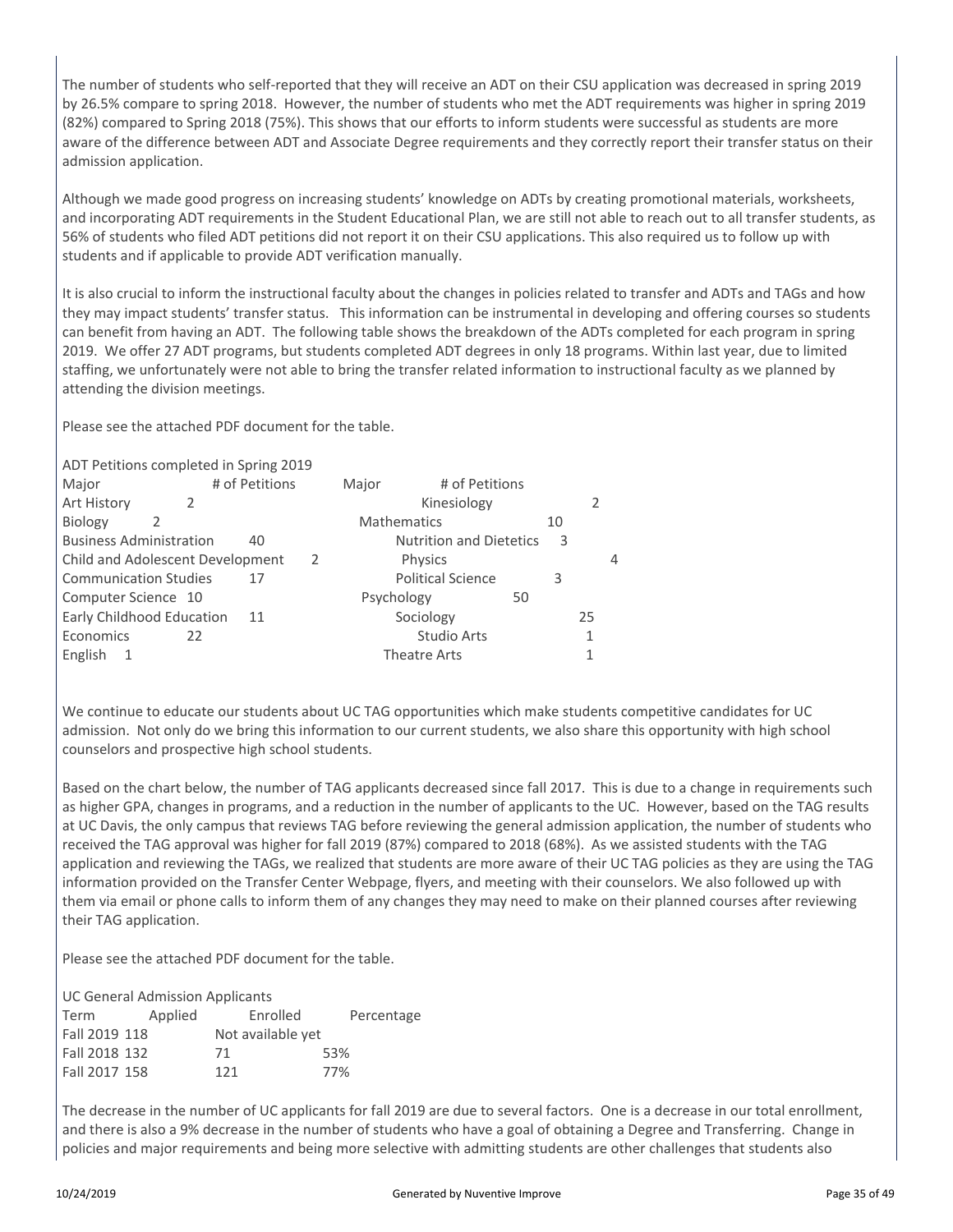The number of students who self-reported that they will receive an ADT on their CSU application was decreased in spring 2019 by 26.5% compare to spring 2018. However, the number of students who met the ADT requirements was higher in spring 2019 (82%) compared to Spring 2018 (75%). This shows that our efforts to inform students were successful as students are more aware of the difference between ADT and Associate Degree requirements and they correctly report their transfer status on their admission application.

Although we made good progress on increasing students' knowledge on ADTs by creating promotional materials, worksheets, and incorporating ADT requirements in the Student Educational Plan, we are still not able to reach out to all transfer students, as 56% of students who filed ADT petitions did not report it on their CSU applications. This also required us to follow up with students and if applicable to provide ADT verification manually.

It is also crucial to inform the instructional faculty about the changes in policies related to transfer and ADTs and TAGs and how they may impact students' transfer status. This information can be instrumental in developing and offering courses so students can benefit from having an ADT. The following table shows the breakdown of the ADTs completed for each program in spring 2019. We offer 27 ADT programs, but students completed ADT degrees in only 18 programs. Within last year, due to limited staffing, we unfortunately were not able to bring the transfer related information to instructional faculty as we planned by attending the division meetings.

Please see the attached PDF document for the table.

ADT Petitions completed in Spring 2019

| Major | # of Petitions | Major | # of Petitions |
|---|---|---|---|
| Art History | 2 | Kinesiology | 2 |
| Biology | 2 | Mathematics | 10 |
| Business Administration | 40 | Nutrition and Dietetics | 3 |
| Child and Adolescent Development | 2 | Physics | 4 |
| Communication Studies | 17 | Political Science | 3 |
| Computer Science | 10 | Psychology | 50 |
| Early Childhood Education | 11 | Sociology | 25 |
| Economics | 22 | Studio Arts | 1 |
| English | 1 | Theatre Arts | 1 |

We continue to educate our students about UC TAG opportunities which make students competitive candidates for UC admission. Not only do we bring this information to our current students, we also share this opportunity with high school counselors and prospective high school students.

Based on the chart below, the number of TAG applicants decreased since fall 2017. This is due to a change in requirements such as higher GPA, changes in programs, and a reduction in the number of applicants to the UC. However, based on the TAG results at UC Davis, the only campus that reviews TAG before reviewing the general admission application, the number of students who received the TAG approval was higher for fall 2019 (87%) compared to 2018 (68%). As we assisted students with the TAG application and reviewing the TAGs, we realized that students are more aware of their UC TAG policies as they are using the TAG information provided on the Transfer Center Webpage, flyers, and meeting with their counselors. We also followed up with them via email or phone calls to inform them of any changes they may need to make on their planned courses after reviewing their TAG application.

Please see the attached PDF document for the table.

UC General Admission Applicants

| Term | Applied | Enrolled | Percentage |
|---|---|---|---|
| Fall 2019 | 118 | Not available yet | |
| Fall 2018 | 132 | 71 | 53% |
| Fall 2017 | 158 | 121 | 77% |

The decrease in the number of UC applicants for fall 2019 are due to several factors. One is a decrease in our total enrollment, and there is also a 9% decrease in the number of students who have a goal of obtaining a Degree and Transferring. Change in policies and major requirements and being more selective with admitting students are other challenges that students also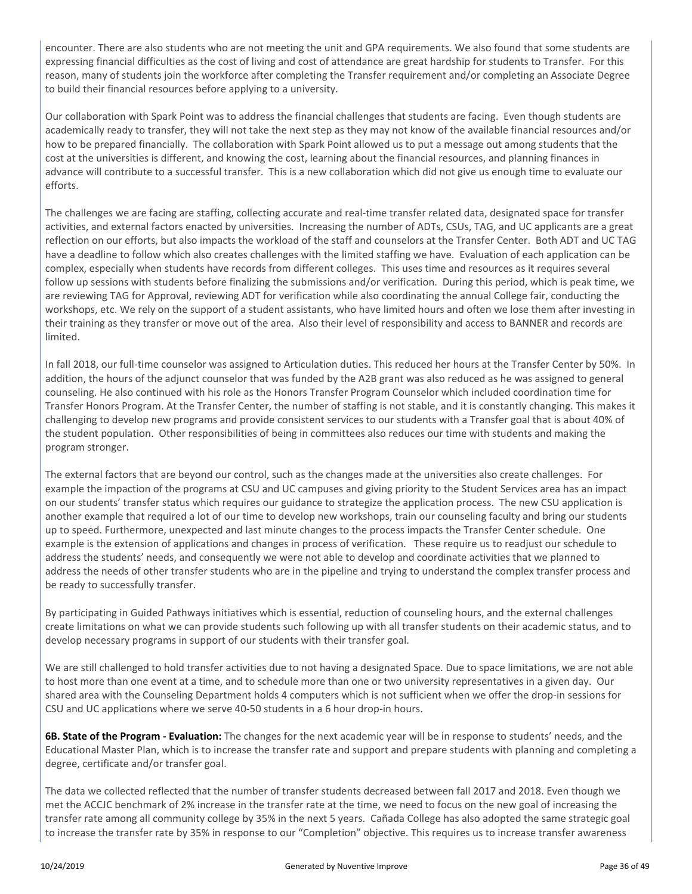encounter. There are also students who are not meeting the unit and GPA requirements. We also found that some students are expressing financial difficulties as the cost of living and cost of attendance are great hardship for students to Transfer. For this reason, many of students join the workforce after completing the Transfer requirement and/or completing an Associate Degree to build their financial resources before applying to a university.

Our collaboration with Spark Point was to address the financial challenges that students are facing. Even though students are academically ready to transfer, they will not take the next step as they may not know of the available financial resources and/or how to be prepared financially. The collaboration with Spark Point allowed us to put a message out among students that the cost at the universities is different, and knowing the cost, learning about the financial resources, and planning finances in advance will contribute to a successful transfer. This is a new collaboration which did not give us enough time to evaluate our efforts.

The challenges we are facing are staffing, collecting accurate and real-time transfer related data, designated space for transfer activities, and external factors enacted by universities. Increasing the number of ADTs, CSUs, TAG, and UC applicants are a great reflection on our efforts, but also impacts the workload of the staff and counselors at the Transfer Center. Both ADT and UC TAG have a deadline to follow which also creates challenges with the limited staffing we have. Evaluation of each application can be complex, especially when students have records from different colleges. This uses time and resources as it requires several follow up sessions with students before finalizing the submissions and/or verification. During this period, which is peak time, we are reviewing TAG for Approval, reviewing ADT for verification while also coordinating the annual College fair, conducting the workshops, etc. We rely on the support of a student assistants, who have limited hours and often we lose them after investing in their training as they transfer or move out of the area. Also their level of responsibility and access to BANNER and records are limited.

In fall 2018, our full-time counselor was assigned to Articulation duties. This reduced her hours at the Transfer Center by 50%. In addition, the hours of the adjunct counselor that was funded by the A2B grant was also reduced as he was assigned to general counseling. He also continued with his role as the Honors Transfer Program Counselor which included coordination time for Transfer Honors Program. At the Transfer Center, the number of staffing is not stable, and it is constantly changing. This makes it challenging to develop new programs and provide consistent services to our students with a Transfer goal that is about 40% of the student population. Other responsibilities of being in committees also reduces our time with students and making the program stronger.

The external factors that are beyond our control, such as the changes made at the universities also create challenges. For example the impaction of the programs at CSU and UC campuses and giving priority to the Student Services area has an impact on our students' transfer status which requires our guidance to strategize the application process. The new CSU application is another example that required a lot of our time to develop new workshops, train our counseling faculty and bring our students up to speed. Furthermore, unexpected and last minute changes to the process impacts the Transfer Center schedule. One example is the extension of applications and changes in process of verification. These require us to readjust our schedule to address the students' needs, and consequently we were not able to develop and coordinate activities that we planned to address the needs of other transfer students who are in the pipeline and trying to understand the complex transfer process and be ready to successfully transfer.

By participating in Guided Pathways initiatives which is essential, reduction of counseling hours, and the external challenges create limitations on what we can provide students such following up with all transfer students on their academic status, and to develop necessary programs in support of our students with their transfer goal.

We are still challenged to hold transfer activities due to not having a designated Space. Due to space limitations, we are not able to host more than one event at a time, and to schedule more than one or two university representatives in a given day. Our shared area with the Counseling Department holds 4 computers which is not sufficient when we offer the drop-in sessions for CSU and UC applications where we serve 40-50 students in a 6 hour drop-in hours.

**6B. State of the Program - Evaluation:** The changes for the next academic year will be in response to students' needs, and the Educational Master Plan, which is to increase the transfer rate and support and prepare students with planning and completing a degree, certificate and/or transfer goal.

The data we collected reflected that the number of transfer students decreased between fall 2017 and 2018. Even though we met the ACCJC benchmark of 2% increase in the transfer rate at the time, we need to focus on the new goal of increasing the transfer rate among all community college by 35% in the next 5 years. Cañada College has also adopted the same strategic goal to increase the transfer rate by 35% in response to our "Completion" objective. This requires us to increase transfer awareness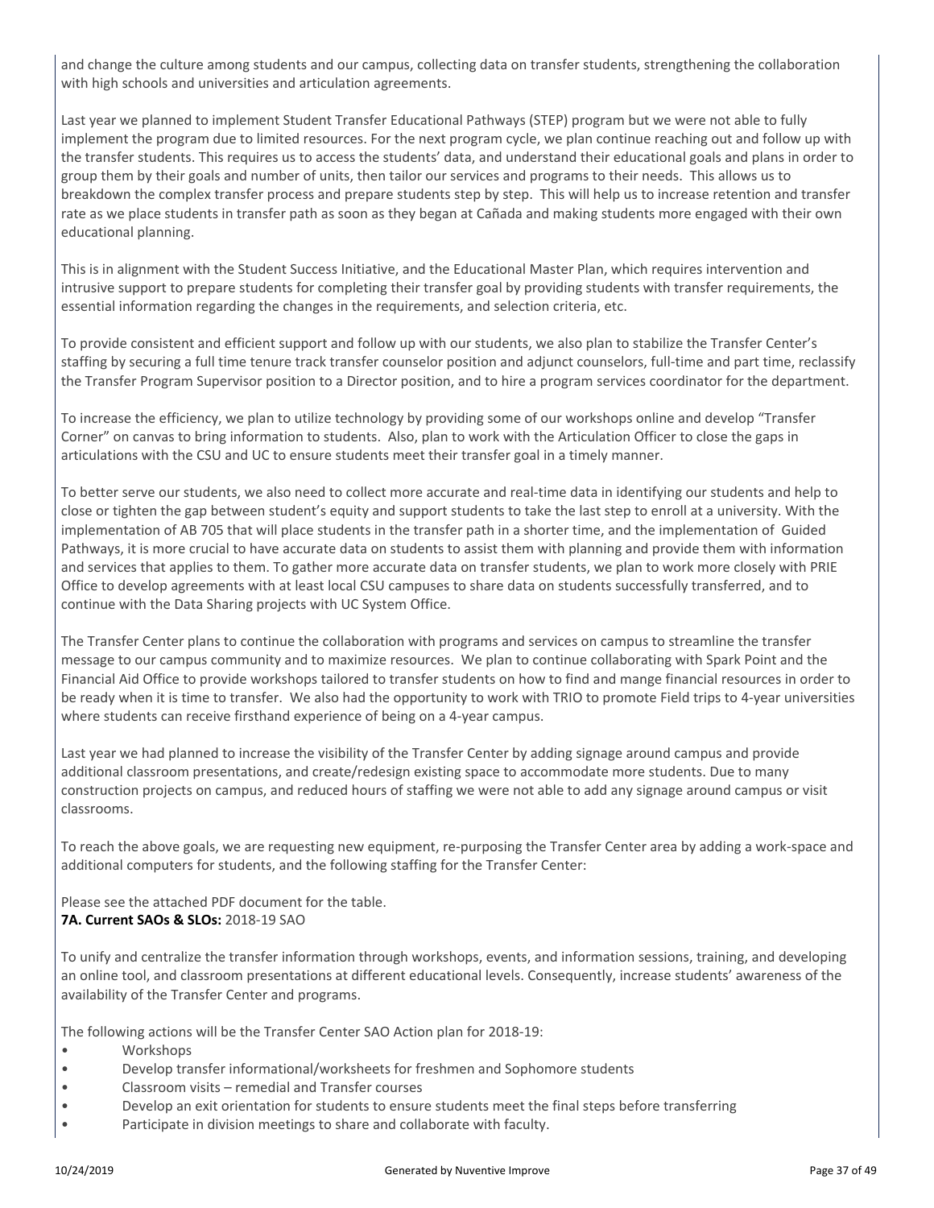and change the culture among students and our campus, collecting data on transfer students, strengthening the collaboration with high schools and universities and articulation agreements.

Last year we planned to implement Student Transfer Educational Pathways (STEP) program but we were not able to fully implement the program due to limited resources. For the next program cycle, we plan continue reaching out and follow up with the transfer students. This requires us to access the students' data, and understand their educational goals and plans in order to group them by their goals and number of units, then tailor our services and programs to their needs. This allows us to breakdown the complex transfer process and prepare students step by step. This will help us to increase retention and transfer rate as we place students in transfer path as soon as they began at Cañada and making students more engaged with their own educational planning.

This is in alignment with the Student Success Initiative, and the Educational Master Plan, which requires intervention and intrusive support to prepare students for completing their transfer goal by providing students with transfer requirements, the essential information regarding the changes in the requirements, and selection criteria, etc.

To provide consistent and efficient support and follow up with our students, we also plan to stabilize the Transfer Center's staffing by securing a full time tenure track transfer counselor position and adjunct counselors, full-time and part time, reclassify the Transfer Program Supervisor position to a Director position, and to hire a program services coordinator for the department.

To increase the efficiency, we plan to utilize technology by providing some of our workshops online and develop "Transfer Corner" on canvas to bring information to students. Also, plan to work with the Articulation Officer to close the gaps in articulations with the CSU and UC to ensure students meet their transfer goal in a timely manner.

To better serve our students, we also need to collect more accurate and real-time data in identifying our students and help to close or tighten the gap between student's equity and support students to take the last step to enroll at a university. With the implementation of AB 705 that will place students in the transfer path in a shorter time, and the implementation of Guided Pathways, it is more crucial to have accurate data on students to assist them with planning and provide them with information and services that applies to them. To gather more accurate data on transfer students, we plan to work more closely with PRIE Office to develop agreements with at least local CSU campuses to share data on students successfully transferred, and to continue with the Data Sharing projects with UC System Office.

The Transfer Center plans to continue the collaboration with programs and services on campus to streamline the transfer message to our campus community and to maximize resources. We plan to continue collaborating with Spark Point and the Financial Aid Office to provide workshops tailored to transfer students on how to find and mange financial resources in order to be ready when it is time to transfer. We also had the opportunity to work with TRIO to promote Field trips to 4-year universities where students can receive firsthand experience of being on a 4-year campus.

Last year we had planned to increase the visibility of the Transfer Center by adding signage around campus and provide additional classroom presentations, and create/redesign existing space to accommodate more students. Due to many construction projects on campus, and reduced hours of staffing we were not able to add any signage around campus or visit classrooms.

To reach the above goals, we are requesting new equipment, re-purposing the Transfer Center area by adding a work-space and additional computers for students, and the following staffing for the Transfer Center:

Please see the attached PDF document for the table.

**7A. Current SAOs & SLOs:** 2018-19 SAO

To unify and centralize the transfer information through workshops, events, and information sessions, training, and developing an online tool, and classroom presentations at different educational levels. Consequently, increase students' awareness of the availability of the Transfer Center and programs.

The following actions will be the Transfer Center SAO Action plan for 2018-19:

- Workshops
- Develop transfer informational/worksheets for freshmen and Sophomore students
- Classroom visits – remedial and Transfer courses
- Develop an exit orientation for students to ensure students meet the final steps before transferring
- Participate in division meetings to share and collaborate with faculty.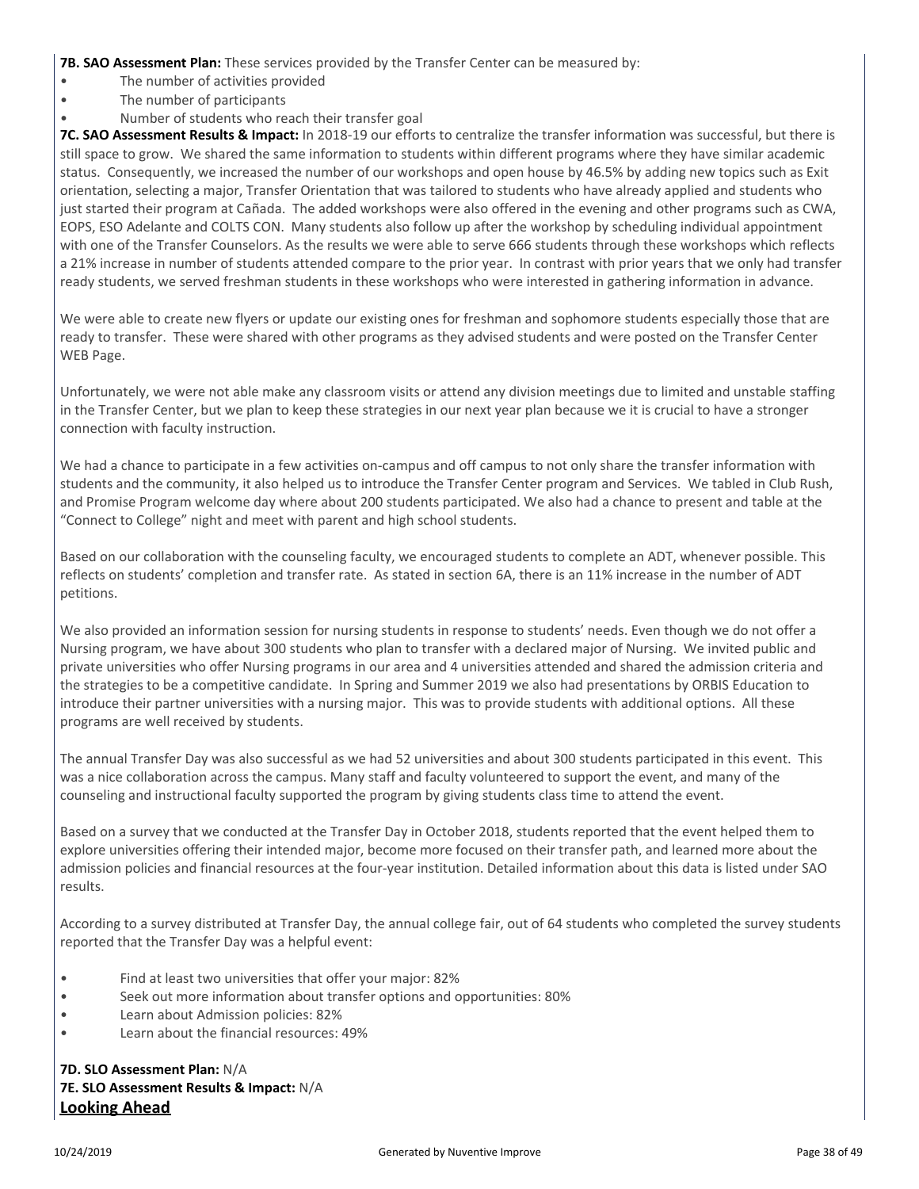**7B. SAO Assessment Plan:** These services provided by the Transfer Center can be measured by:

- The number of activities provided
- The number of participants
- Number of students who reach their transfer goal

**7C. SAO Assessment Results & Impact:** In 2018-19 our efforts to centralize the transfer information was successful, but there is still space to grow. We shared the same information to students within different programs where they have similar academic status. Consequently, we increased the number of our workshops and open house by 46.5% by adding new topics such as Exit orientation, selecting a major, Transfer Orientation that was tailored to students who have already applied and students who just started their program at Cañada. The added workshops were also offered in the evening and other programs such as CWA, EOPS, ESO Adelante and COLTS CON. Many students also follow up after the workshop by scheduling individual appointment with one of the Transfer Counselors. As the results we were able to serve 666 students through these workshops which reflects a 21% increase in number of students attended compare to the prior year. In contrast with prior years that we only had transfer ready students, we served freshman students in these workshops who were interested in gathering information in advance.

We were able to create new flyers or update our existing ones for freshman and sophomore students especially those that are ready to transfer. These were shared with other programs as they advised students and were posted on the Transfer Center WEB Page.

Unfortunately, we were not able make any classroom visits or attend any division meetings due to limited and unstable staffing in the Transfer Center, but we plan to keep these strategies in our next year plan because we it is crucial to have a stronger connection with faculty instruction.

We had a chance to participate in a few activities on-campus and off campus to not only share the transfer information with students and the community, it also helped us to introduce the Transfer Center program and Services. We tabled in Club Rush, and Promise Program welcome day where about 200 students participated. We also had a chance to present and table at the "Connect to College" night and meet with parent and high school students.

Based on our collaboration with the counseling faculty, we encouraged students to complete an ADT, whenever possible. This reflects on students' completion and transfer rate. As stated in section 6A, there is an 11% increase in the number of ADT petitions.

We also provided an information session for nursing students in response to students' needs. Even though we do not offer a Nursing program, we have about 300 students who plan to transfer with a declared major of Nursing. We invited public and private universities who offer Nursing programs in our area and 4 universities attended and shared the admission criteria and the strategies to be a competitive candidate. In Spring and Summer 2019 we also had presentations by ORBIS Education to introduce their partner universities with a nursing major. This was to provide students with additional options. All these programs are well received by students.

The annual Transfer Day was also successful as we had 52 universities and about 300 students participated in this event. This was a nice collaboration across the campus. Many staff and faculty volunteered to support the event, and many of the counseling and instructional faculty supported the program by giving students class time to attend the event.

Based on a survey that we conducted at the Transfer Day in October 2018, students reported that the event helped them to explore universities offering their intended major, become more focused on their transfer path, and learned more about the admission policies and financial resources at the four-year institution. Detailed information about this data is listed under SAO results.

According to a survey distributed at Transfer Day, the annual college fair, out of 64 students who completed the survey students reported that the Transfer Day was a helpful event:

- Find at least two universities that offer your major: 82%
- Seek out more information about transfer options and opportunities: 80%
- Learn about Admission policies: 82%
- Learn about the financial resources: 49%

**7D. SLO Assessment Plan:** N/A
**7E. SLO Assessment Results & Impact:** N/A

## Looking Ahead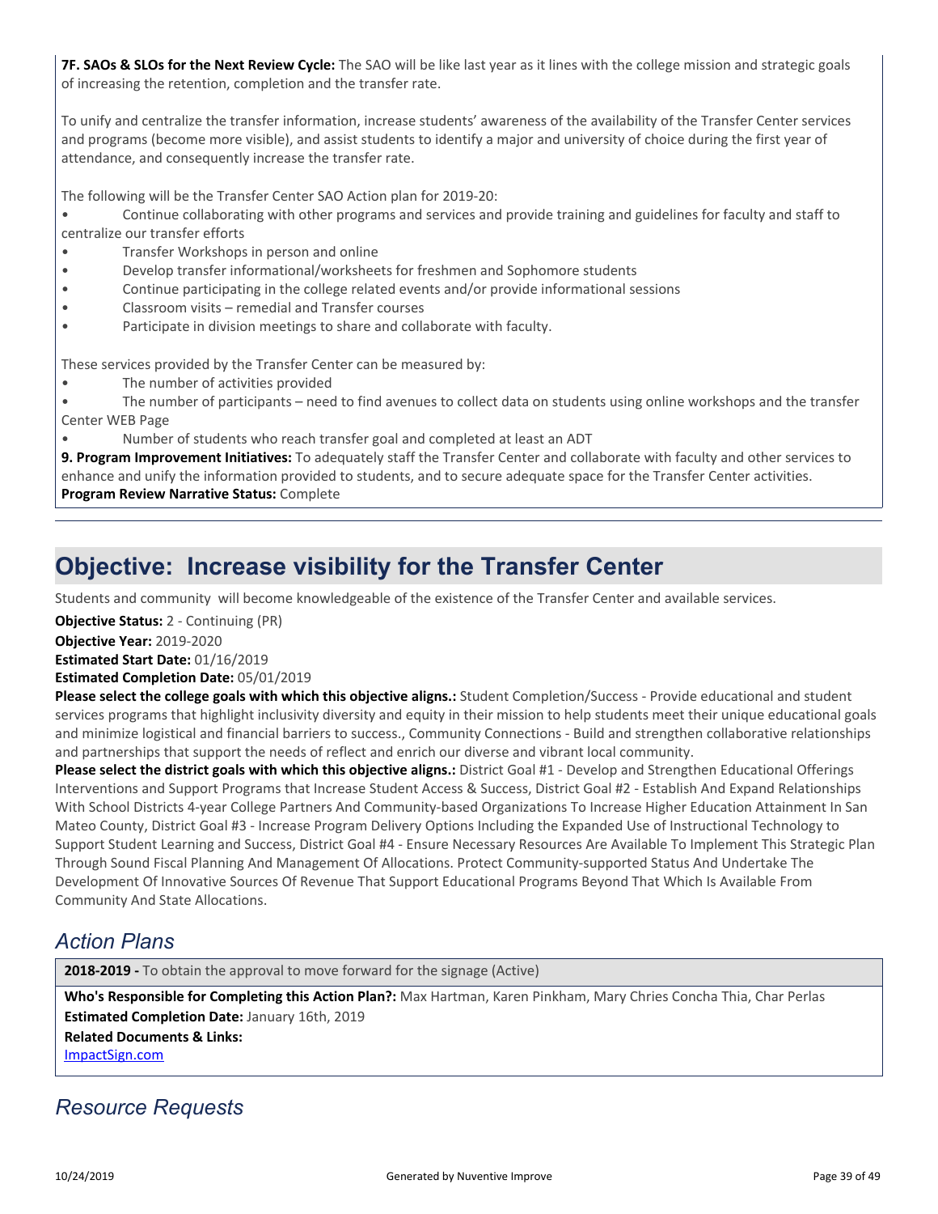**7F. SAOs & SLOs for the Next Review Cycle:** The SAO will be like last year as it lines with the college mission and strategic goals of increasing the retention, completion and the transfer rate.

To unify and centralize the transfer information, increase students' awareness of the availability of the Transfer Center services and programs (become more visible), and assist students to identify a major and university of choice during the first year of attendance, and consequently increase the transfer rate.

The following will be the Transfer Center SAO Action plan for 2019-20:

- Continue collaborating with other programs and services and provide training and guidelines for faculty and staff to centralize our transfer efforts
- Transfer Workshops in person and online
- Develop transfer informational/worksheets for freshmen and Sophomore students
- Continue participating in the college related events and/or provide informational sessions
- Classroom visits – remedial and Transfer courses
- Participate in division meetings to share and collaborate with faculty.

These services provided by the Transfer Center can be measured by:

- The number of activities provided
- The number of participants – need to find avenues to collect data on students using online workshops and the transfer Center WEB Page
- Number of students who reach transfer goal and completed at least an ADT

**9. Program Improvement Initiatives:** To adequately staff the Transfer Center and collaborate with faculty and other services to enhance and unify the information provided to students, and to secure adequate space for the Transfer Center activities.
**Program Review Narrative Status:** Complete

# Objective: Increase visibility for the Transfer Center

Students and community will become knowledgeable of the existence of the Transfer Center and available services.

**Objective Status:** 2 - Continuing (PR)
**Objective Year:** 2019-2020
**Estimated Start Date:** 01/16/2019
**Estimated Completion Date:** 05/01/2019
**Please select the college goals with which this objective aligns.:** Student Completion/Success - Provide educational and student services programs that highlight inclusivity diversity and equity in their mission to help students meet their unique educational goals and minimize logistical and financial barriers to success., Community Connections - Build and strengthen collaborative relationships and partnerships that support the needs of reflect and enrich our diverse and vibrant local community.
**Please select the district goals with which this objective aligns.:** District Goal #1 - Develop and Strengthen Educational Offerings Interventions and Support Programs that Increase Student Access & Success, District Goal #2 - Establish And Expand Relationships With School Districts 4-year College Partners And Community-based Organizations To Increase Higher Education Attainment In San Mateo County, District Goal #3 - Increase Program Delivery Options Including the Expanded Use of Instructional Technology to Support Student Learning and Success, District Goal #4 - Ensure Necessary Resources Are Available To Implement This Strategic Plan Through Sound Fiscal Planning And Management Of Allocations. Protect Community-supported Status And Undertake The Development Of Innovative Sources Of Revenue That Support Educational Programs Beyond That Which Is Available From Community And State Allocations.

## *Action Plans*

**2018-2019 -** To obtain the approval to move forward for the signage (Active)

**Who's Responsible for Completing this Action Plan?:** Max Hartman, Karen Pinkham, Mary Chries Concha Thia, Char Perlas
**Estimated Completion Date:** January 16th, 2019
**Related Documents & Links:**
ImpactSign.com

## *Resource Requests*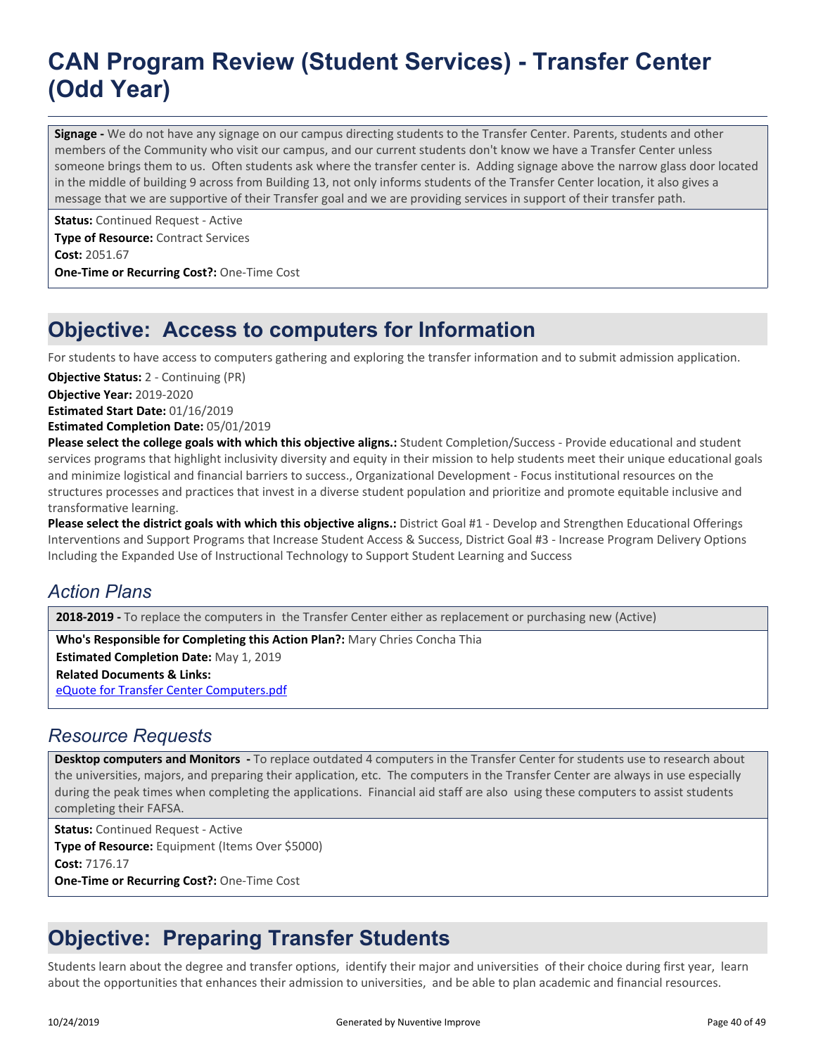**Signage -** We do not have any signage on our campus directing students to the Transfer Center. Parents, students and other members of the Community who visit our campus, and our current students don't know we have a Transfer Center unless someone brings them to us. Often students ask where the transfer center is. Adding signage above the narrow glass door located in the middle of building 9 across from Building 13, not only informs students of the Transfer Center location, it also gives a message that we are supportive of their Transfer goal and we are providing services in support of their transfer path.

**Status:** Continued Request - Active
**Type of Resource:** Contract Services
**Cost:** 2051.67
**One-Time or Recurring Cost?:** One-Time Cost

## Objective: Access to computers for Information

For students to have access to computers gathering and exploring the transfer information and to submit admission application.

**Objective Status:** 2 - Continuing (PR)
**Objective Year:** 2019-2020
**Estimated Start Date:** 01/16/2019
**Estimated Completion Date:** 05/01/2019
**Please select the college goals with which this objective aligns.:** Student Completion/Success - Provide educational and student services programs that highlight inclusivity diversity and equity in their mission to help students meet their unique educational goals and minimize logistical and financial barriers to success., Organizational Development - Focus institutional resources on the structures processes and practices that invest in a diverse student population and prioritize and promote equitable inclusive and transformative learning.
**Please select the district goals with which this objective aligns.:** District Goal #1 - Develop and Strengthen Educational Offerings Interventions and Support Programs that Increase Student Access & Success, District Goal #3 - Increase Program Delivery Options Including the Expanded Use of Instructional Technology to Support Student Learning and Success

### *Action Plans*

**2018-2019 -** To replace the computers in the Transfer Center either as replacement or purchasing new (Active)

**Who's Responsible for Completing this Action Plan?:** Mary Chries Concha Thia
**Estimated Completion Date:** May 1, 2019
**Related Documents & Links:**
eQuote for Transfer Center Computers.pdf

### *Resource Requests*

**Desktop computers and Monitors -** To replace outdated 4 computers in the Transfer Center for students use to research about the universities, majors, and preparing their application, etc. The computers in the Transfer Center are always in use especially during the peak times when completing the applications. Financial aid staff are also using these computers to assist students completing their FAFSA.

**Status:** Continued Request - Active
**Type of Resource:** Equipment (Items Over $5000)
**Cost:** 7176.17
**One-Time or Recurring Cost?:** One-Time Cost

## Objective: Preparing Transfer Students

Students learn about the degree and transfer options, identify their major and universities of their choice during first year, learn about the opportunities that enhances their admission to universities, and be able to plan academic and financial resources.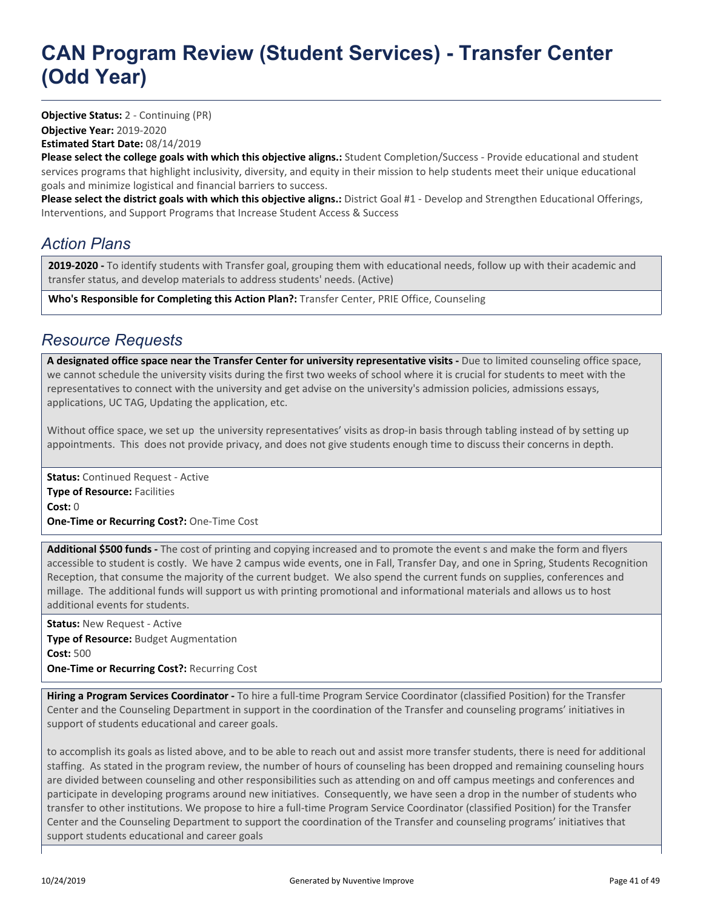# CAN Program Review (Student Services) - Transfer Center (Odd Year)

**Objective Status:** 2 - Continuing (PR)
**Objective Year:** 2019-2020
**Estimated Start Date:** 08/14/2019
**Please select the college goals with which this objective aligns.:** Student Completion/Success - Provide educational and student services programs that highlight inclusivity, diversity, and equity in their mission to help students meet their unique educational goals and minimize logistical and financial barriers to success.
**Please select the district goals with which this objective aligns.:** District Goal #1 - Develop and Strengthen Educational Offerings, Interventions, and Support Programs that Increase Student Access & Success

## *Action Plans*

**2019-2020 -** To identify students with Transfer goal, grouping them with educational needs, follow up with their academic and transfer status, and develop materials to address students' needs. (Active)

**Who's Responsible for Completing this Action Plan?:** Transfer Center, PRIE Office, Counseling

## *Resource Requests*

**A designated office space near the Transfer Center for university representative visits -** Due to limited counseling office space, we cannot schedule the university visits during the first two weeks of school where it is crucial for students to meet with the representatives to connect with the university and get advise on the university's admission policies, admissions essays, applications, UC TAG, Updating the application, etc.

Without office space, we set up the university representatives' visits as drop-in basis through tabling instead of by setting up appointments. This does not provide privacy, and does not give students enough time to discuss their concerns in depth.

**Status:** Continued Request - Active
**Type of Resource:** Facilities
**Cost:** 0
**One-Time or Recurring Cost?:** One-Time Cost

**Additional $500 funds -** The cost of printing and copying increased and to promote the event s and make the form and flyers accessible to student is costly. We have 2 campus wide events, one in Fall, Transfer Day, and one in Spring, Students Recognition Reception, that consume the majority of the current budget. We also spend the current funds on supplies, conferences and millage. The additional funds will support us with printing promotional and informational materials and allows us to host additional events for students.

**Status:** New Request - Active
**Type of Resource:** Budget Augmentation
**Cost:** 500
**One-Time or Recurring Cost?:** Recurring Cost

**Hiring a Program Services Coordinator -** To hire a full-time Program Service Coordinator (classified Position) for the Transfer Center and the Counseling Department in support in the coordination of the Transfer and counseling programs' initiatives in support of students educational and career goals.

to accomplish its goals as listed above, and to be able to reach out and assist more transfer students, there is need for additional staffing. As stated in the program review, the number of hours of counseling has been dropped and remaining counseling hours are divided between counseling and other responsibilities such as attending on and off campus meetings and conferences and participate in developing programs around new initiatives. Consequently, we have seen a drop in the number of students who transfer to other institutions. We propose to hire a full-time Program Service Coordinator (classified Position) for the Transfer Center and the Counseling Department to support the coordination of the Transfer and counseling programs' initiatives that support students educational and career goals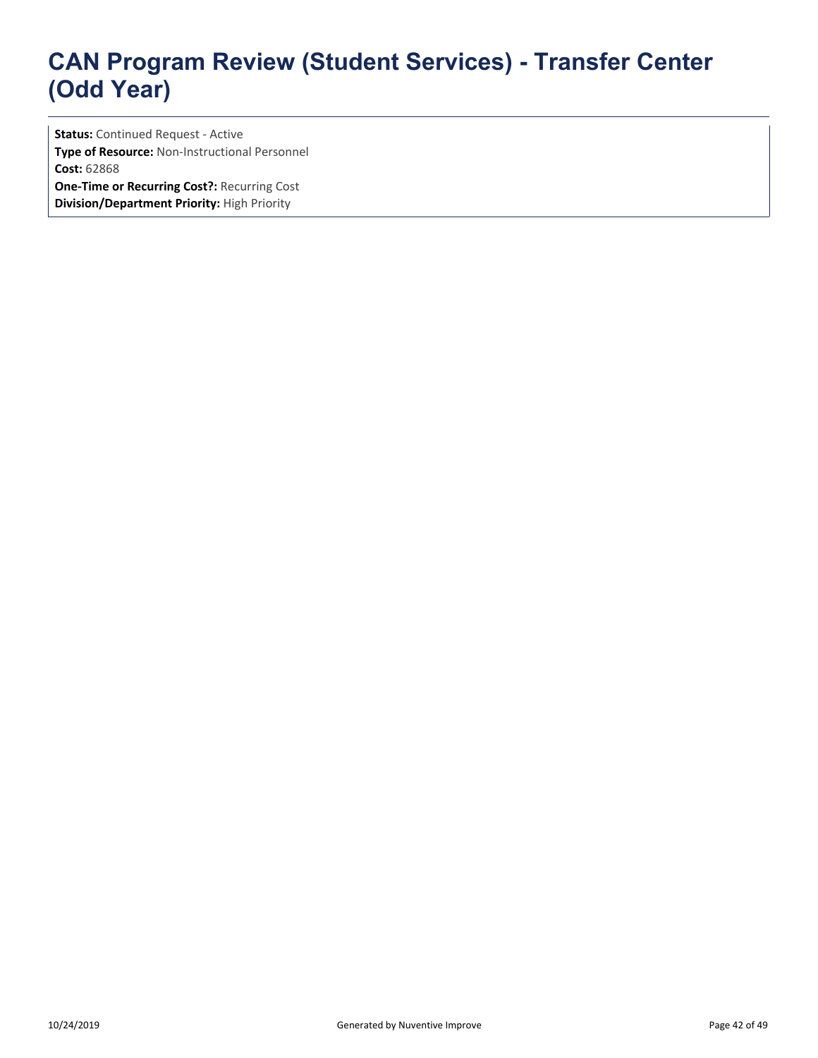# CAN Program Review (Student Services) - Transfer Center (Odd Year)

**Status:** Continued Request - Active
**Type of Resource:** Non-Instructional Personnel
**Cost:** 62868
**One-Time or Recurring Cost?:** Recurring Cost
**Division/Department Priority:** High Priority